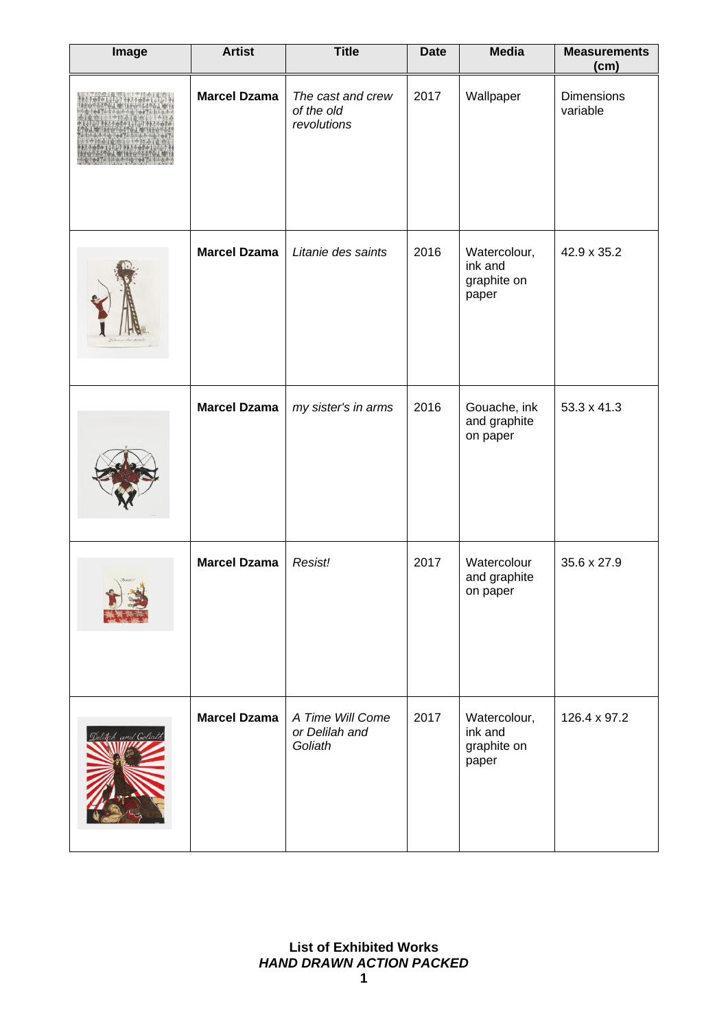| Image | Artist | Title | Date | Media | Measurements (cm) |
|---|---|---|---|---|---|
| | **Marcel Dzama** | *The cast and crew of the old revolutions* | 2017 | Wallpaper | Dimensions variable |
| | **Marcel Dzama** | *Litanie des saints* | 2016 | Watercolour, ink and graphite on paper | 42.9 x 35.2 |
| | **Marcel Dzama** | *my sister's in arms* | 2016 | Gouache, ink and graphite on paper | 53.3 x 41.3 |
| | **Marcel Dzama** | *Resist!* | 2017 | Watercolour and graphite on paper | 35.6 x 27.9 |
| | **Marcel Dzama** | *A Time Will Come or Delilah and Goliath* | 2017 | Watercolour, ink and graphite on paper | 126.4 x 97.2 |

**List of Exhibited Works**
***HAND DRAWN ACTION PACKED***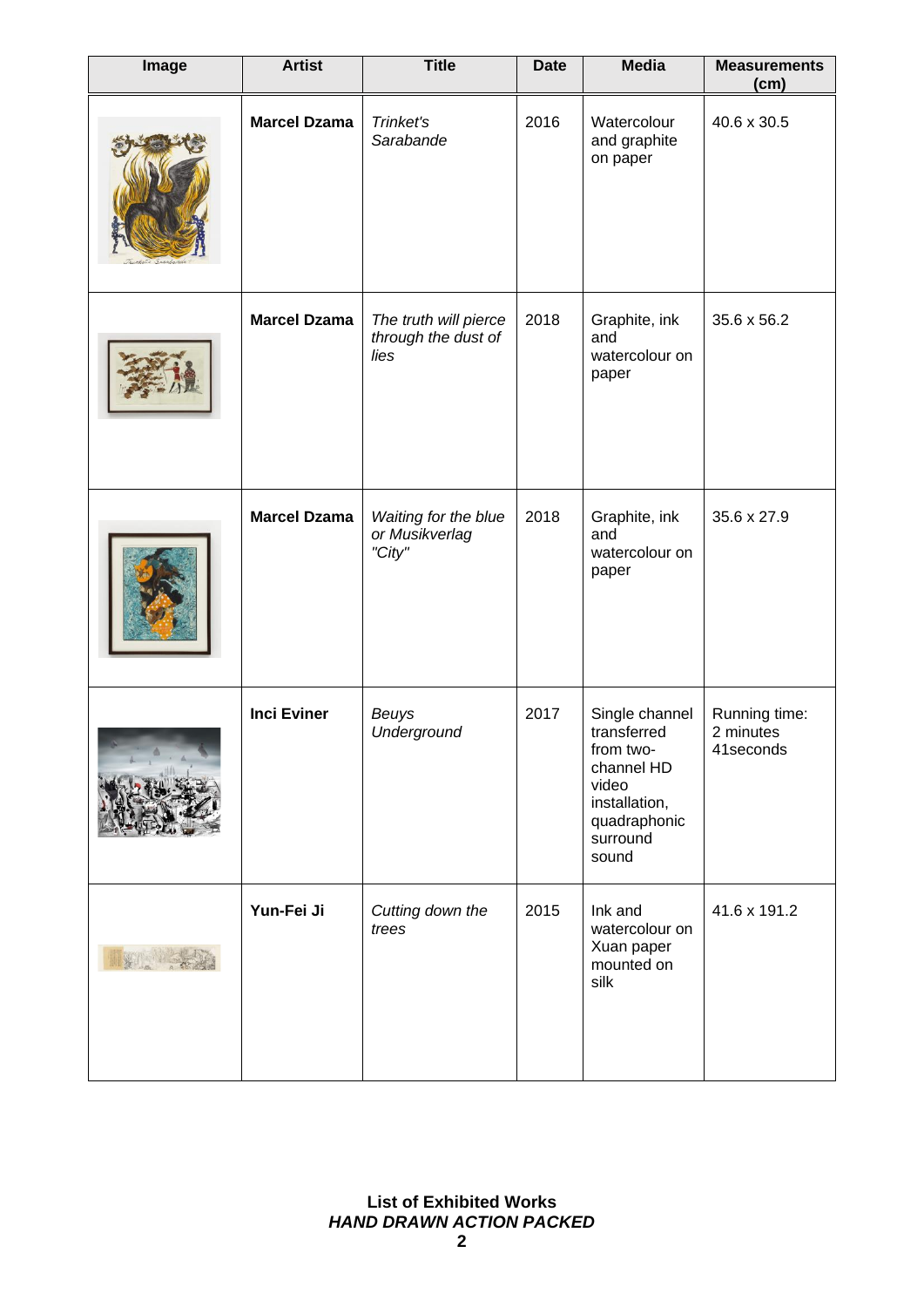| Image | Artist | Title | Date | Media | Measurements (cm) |
|---|---|---|---|---|---|
| | **Marcel Dzama** | *Trinket's Sarabande* | 2016 | Watercolour and graphite on paper | 40.6 x 30.5 |
| | **Marcel Dzama** | *The truth will pierce through the dust of lies* | 2018 | Graphite, ink and watercolour on paper | 35.6 x 56.2 |
| | **Marcel Dzama** | *Waiting for the blue or Musikverlag "City"* | 2018 | Graphite, ink and watercolour on paper | 35.6 x 27.9 |
| | **Inci Eviner** | *Beuys Underground* | 2017 | Single channel transferred from two-channel HD video installation, quadraphonic surround sound | Running time: 2 minutes 41seconds |
| | **Yun-Fei Ji** | *Cutting down the trees* | 2015 | Ink and watercolour on Xuan paper mounted on silk | 41.6 x 191.2 |

**List of Exhibited Works**
***HAND DRAWN ACTION PACKED***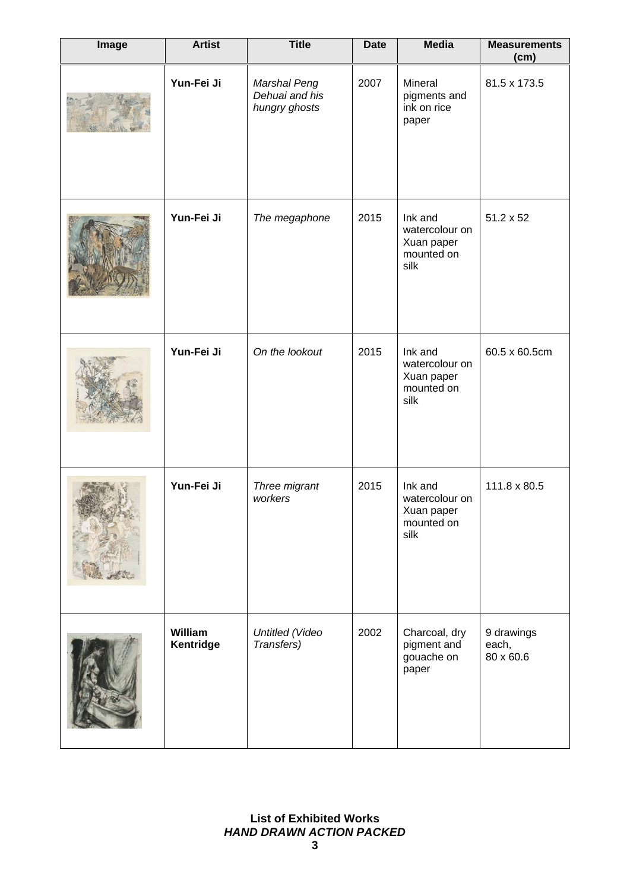| Image | Artist | Title | Date | Media | Measurements (cm) |
|---|---|---|---|---|---|
| | **Yun-Fei Ji** | *Marshal Peng Dehuai and his hungry ghosts* | 2007 | Mineral pigments and ink on rice paper | 81.5 x 173.5 |
| | **Yun-Fei Ji** | *The megaphone* | 2015 | Ink and watercolour on Xuan paper mounted on silk | 51.2 x 52 |
| | **Yun-Fei Ji** | *On the lookout* | 2015 | Ink and watercolour on Xuan paper mounted on silk | 60.5 x 60.5cm |
| | **Yun-Fei Ji** | *Three migrant workers* | 2015 | Ink and watercolour on Xuan paper mounted on silk | 111.8 x 80.5 |
| | **William Kentridge** | *Untitled (Video Transfers)* | 2002 | Charcoal, dry pigment and gouache on paper | 9 drawings each, 80 x 60.6 |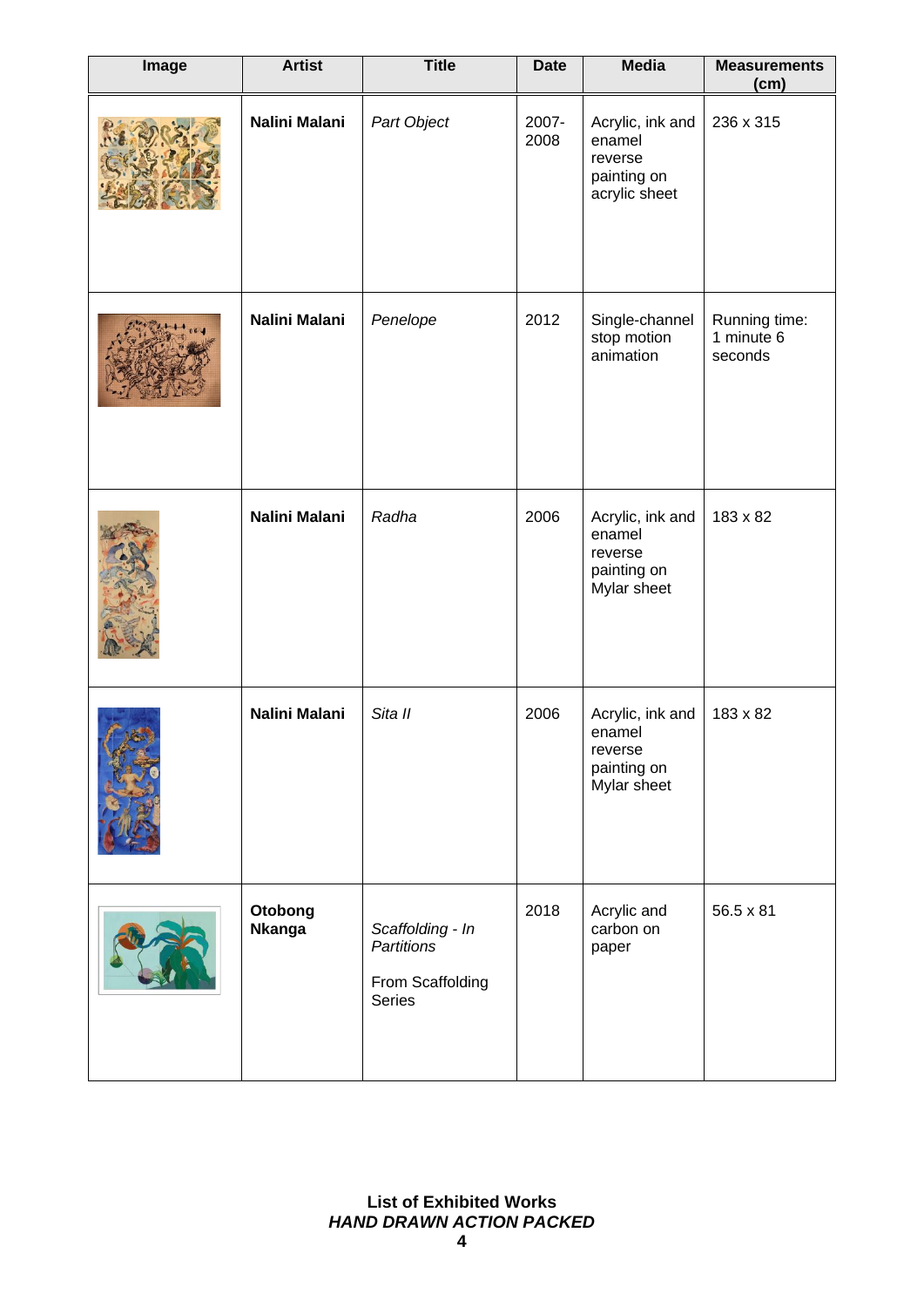| Image | Artist | Title | Date | Media | Measurements (cm) |
|---|---|---|---|---|---|
| | **Nalini Malani** | *Part Object* | 2007-2008 | Acrylic, ink and enamel reverse painting on acrylic sheet | 236 x 315 |
| | **Nalini Malani** | *Penelope* | 2012 | Single-channel stop motion animation | Running time: 1 minute 6 seconds |
| | **Nalini Malani** | *Radha* | 2006 | Acrylic, ink and enamel reverse painting on Mylar sheet | 183 x 82 |
| | **Nalini Malani** | *Sita II* | 2006 | Acrylic, ink and enamel reverse painting on Mylar sheet | 183 x 82 |
| | **Otobong Nkanga** | *Scaffolding - In Partitions*<br><br>From Scaffolding Series | 2018 | Acrylic and carbon on paper | 56.5 x 81 |

**List of Exhibited Works**
***HAND DRAWN ACTION PACKED***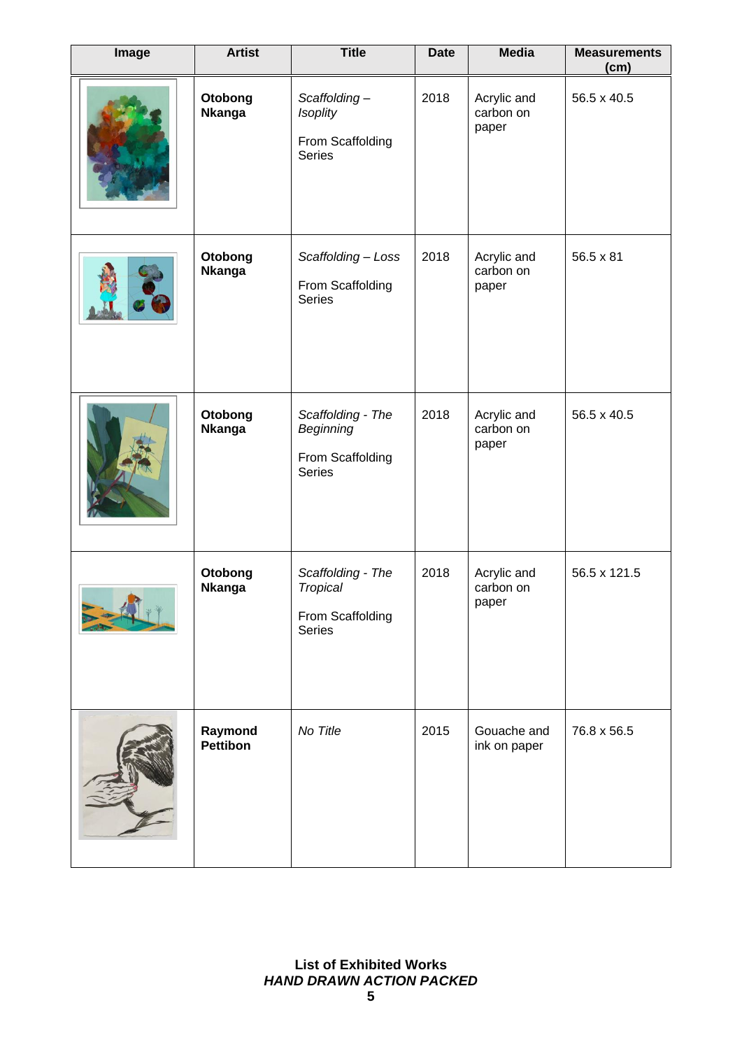| Image | Artist | Title | Date | Media | Measurements (cm) |
|---|---|---|---|---|---|
| | **Otobong Nkanga** | *Scaffolding – Isoplity*<br><br>From Scaffolding Series | 2018 | Acrylic and carbon on paper | 56.5 x 40.5 |
| | **Otobong Nkanga** | *Scaffolding – Loss*<br><br>From Scaffolding Series | 2018 | Acrylic and carbon on paper | 56.5 x 81 |
| | **Otobong Nkanga** | *Scaffolding - The Beginning*<br><br>From Scaffolding Series | 2018 | Acrylic and carbon on paper | 56.5 x 40.5 |
| | **Otobong Nkanga** | *Scaffolding - The Tropical*<br><br>From Scaffolding Series | 2018 | Acrylic and carbon on paper | 56.5 x 121.5 |
| | **Raymond Pettibon** | *No Title* | 2015 | Gouache and ink on paper | 76.8 x 56.5 |

**List of Exhibited Works**
***HAND DRAWN ACTION PACKED***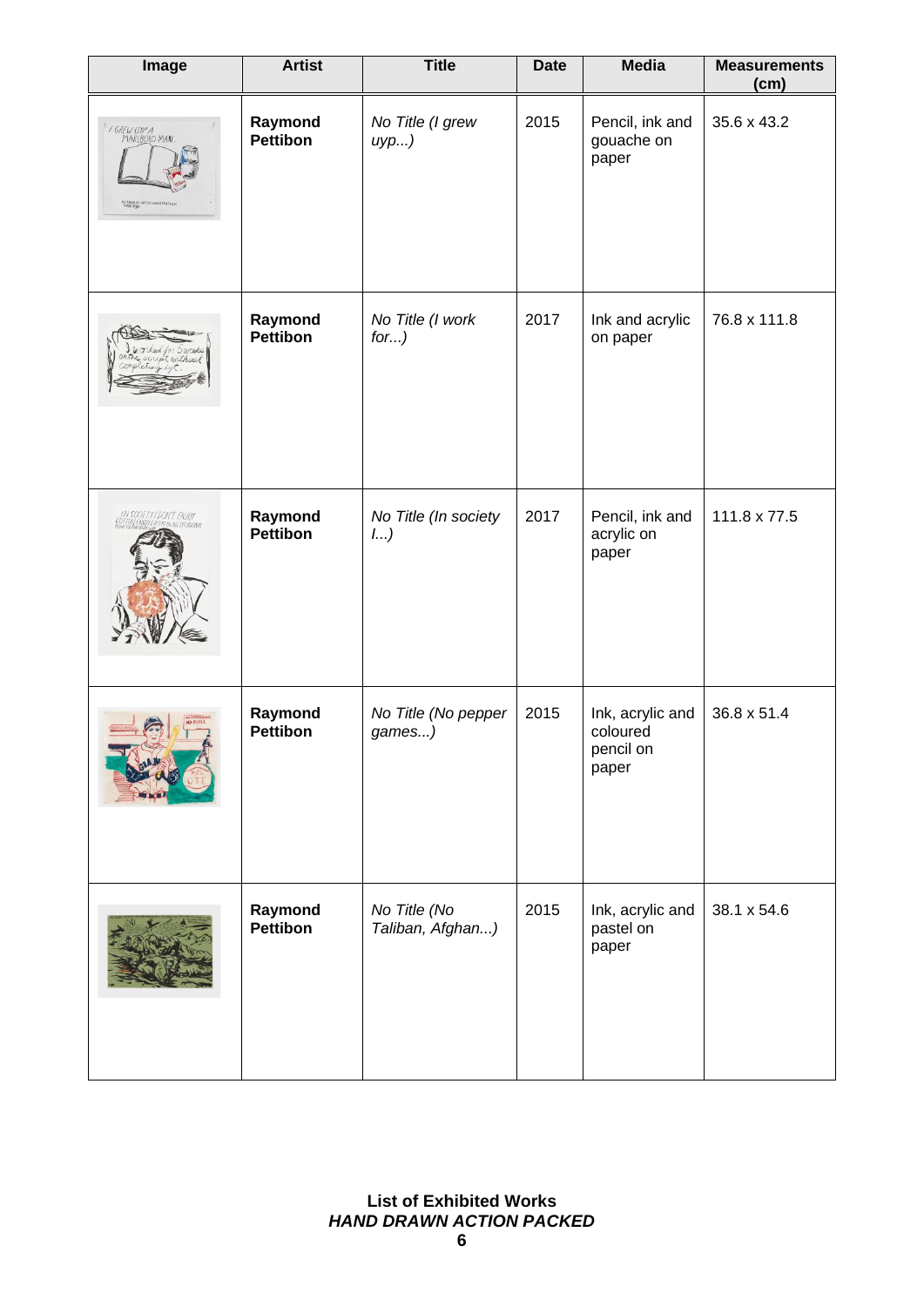| Image | Artist | Title | Date | Media | Measurements (cm) |
|---|---|---|---|---|---|
| | **Raymond Pettibon** | *No Title (I grew uyp...)* | 2015 | Pencil, ink and gouache on paper | 35.6 x 43.2 |
| | **Raymond Pettibon** | *No Title (I work for...)* | 2017 | Ink and acrylic on paper | 76.8 x 111.8 |
| | **Raymond Pettibon** | *No Title (In society I...)* | 2017 | Pencil, ink and acrylic on paper | 111.8 x 77.5 |
| | **Raymond Pettibon** | *No Title (No pepper games...)* | 2015 | Ink, acrylic and coloured pencil on paper | 36.8 x 51.4 |
| | **Raymond Pettibon** | *No Title (No Taliban, Afghan...)* | 2015 | Ink, acrylic and pastel on paper | 38.1 x 54.6 |

**List of Exhibited Works**
***HAND DRAWN ACTION PACKED***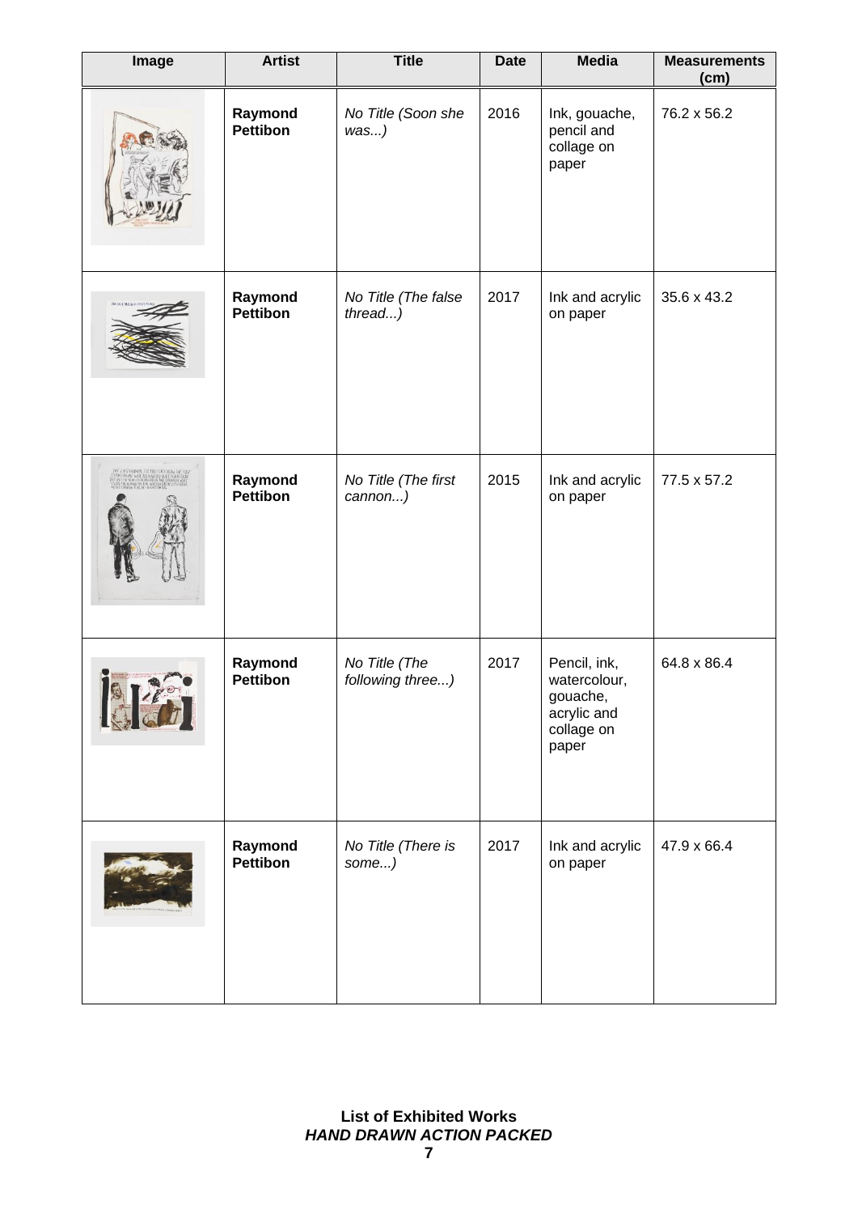| Image | Artist | Title | Date | Media | Measurements (cm) |
|---|---|---|---|---|---|
| | **Raymond Pettibon** | *No Title (Soon she was...)* | 2016 | Ink, gouache, pencil and collage on paper | 76.2 x 56.2 |
| | **Raymond Pettibon** | *No Title (The false thread...)* | 2017 | Ink and acrylic on paper | 35.6 x 43.2 |
| | **Raymond Pettibon** | *No Title (The first cannon...)* | 2015 | Ink and acrylic on paper | 77.5 x 57.2 |
| | **Raymond Pettibon** | *No Title (The following three...)* | 2017 | Pencil, ink, watercolour, gouache, acrylic and collage on paper | 64.8 x 86.4 |
| | **Raymond Pettibon** | *No Title (There is some...)* | 2017 | Ink and acrylic on paper | 47.9 x 66.4 |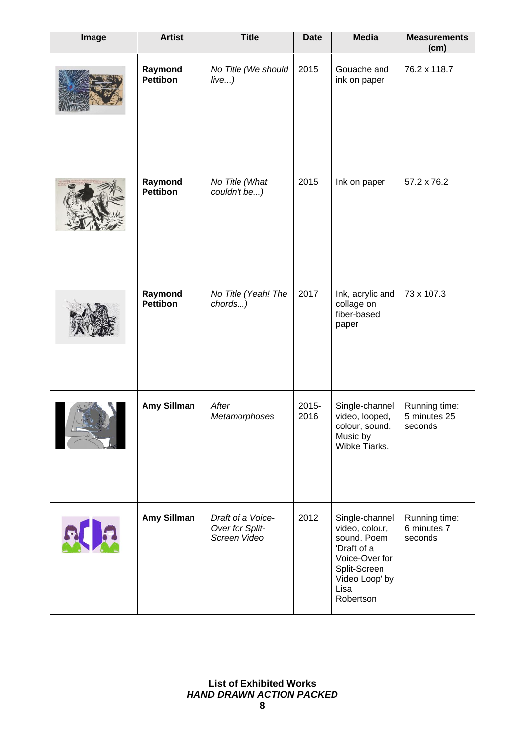| Image | Artist | Title | Date | Media | Measurements (cm) |
|---|---|---|---|---|---|
| | **Raymond Pettibon** | *No Title (We should live...)* | 2015 | Gouache and ink on paper | 76.2 x 118.7 |
| | **Raymond Pettibon** | *No Title (What couldn't be...)* | 2015 | Ink on paper | 57.2 x 76.2 |
| | **Raymond Pettibon** | *No Title (Yeah! The chords...)* | 2017 | Ink, acrylic and collage on fiber-based paper | 73 x 107.3 |
| | **Amy Sillman** | *After Metamorphoses* | 2015-2016 | Single-channel video, looped, colour, sound. Music by Wibke Tiarks. | Running time: 5 minutes 25 seconds |
| | **Amy Sillman** | *Draft of a Voice-Over for Split-Screen Video* | 2012 | Single-channel video, colour, sound. Poem 'Draft of a Voice-Over for Split-Screen Video Loop' by Lisa Robertson | Running time: 6 minutes 7 seconds |

**List of Exhibited Works**
***HAND DRAWN ACTION PACKED***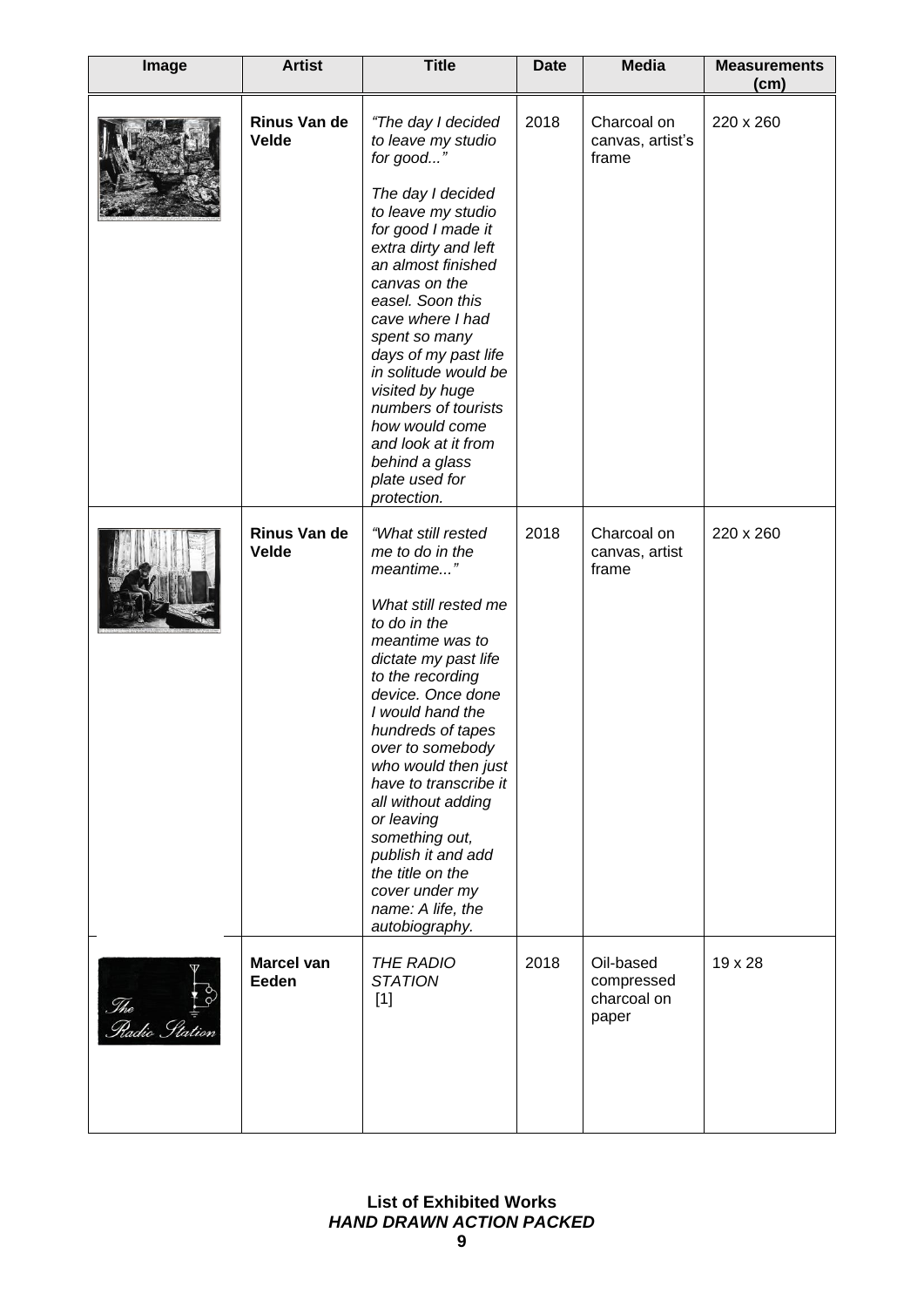| Image | Artist | Title | Date | Media | Measurements (cm) |
|---|---|---|---|---|---|
| | **Rinus Van de Velde** | *"The day I decided to leave my studio for good..."* <br><br> *The day I decided to leave my studio for good I made it extra dirty and left an almost finished canvas on the easel. Soon this cave where I had spent so many days of my past life in solitude would be visited by huge numbers of tourists how would come and look at it from behind a glass plate used for protection.* | 2018 | Charcoal on canvas, artist's frame | 220 x 260 |
| | **Rinus Van de Velde** | *"What still rested me to do in the meantime..."* <br><br> *What still rested me to do in the meantime was to dictate my past life to the recording device. Once done I would hand the hundreds of tapes over to somebody who would then just have to transcribe it all without adding or leaving something out, publish it and add the title on the cover under my name: A life, the autobiography.* | 2018 | Charcoal on canvas, artist frame | 220 x 260 |
| | **Marcel van Eeden** | *THE RADIO STATION* [1] | 2018 | Oil-based compressed charcoal on paper | 19 x 28 |

**List of Exhibited Works**
***HAND DRAWN ACTION PACKED***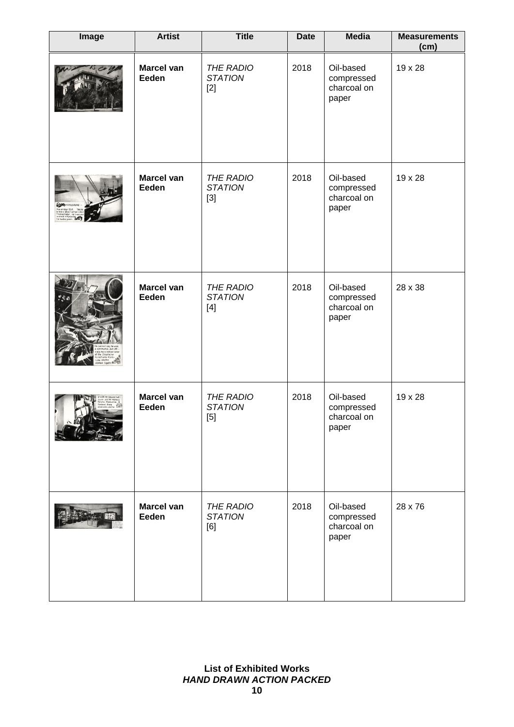| Image | Artist | Title | Date | Media | Measurements (cm) |
|---|---|---|---|---|---|
| | **Marcel van Eeden** | *THE RADIO STATION* [2] | 2018 | Oil-based compressed charcoal on paper | 19 x 28 |
| | **Marcel van Eeden** | *THE RADIO STATION* [3] | 2018 | Oil-based compressed charcoal on paper | 19 x 28 |
| | **Marcel van Eeden** | *THE RADIO STATION* [4] | 2018 | Oil-based compressed charcoal on paper | 28 x 38 |
| | **Marcel van Eeden** | *THE RADIO STATION* [5] | 2018 | Oil-based compressed charcoal on paper | 19 x 28 |
| | **Marcel van Eeden** | *THE RADIO STATION* [6] | 2018 | Oil-based compressed charcoal on paper | 28 x 76 |

**List of Exhibited Works**
***HAND DRAWN ACTION PACKED***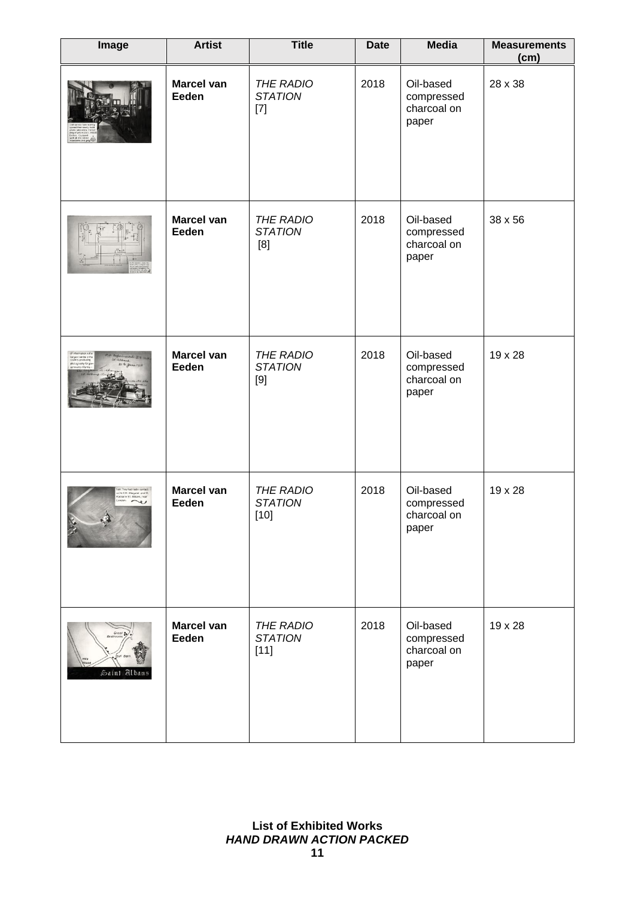| Image | Artist | Title | Date | Media | Measurements (cm) |
|---|---|---|---|---|---|
| | **Marcel van Eeden** | *THE RADIO STATION* [7] | 2018 | Oil-based compressed charcoal on paper | 28 x 38 |
| | **Marcel van Eeden** | *THE RADIO STATION* [8] | 2018 | Oil-based compressed charcoal on paper | 38 x 56 |
| | **Marcel van Eeden** | *THE RADIO STATION* [9] | 2018 | Oil-based compressed charcoal on paper | 19 x 28 |
| | **Marcel van Eeden** | *THE RADIO STATION* [10] | 2018 | Oil-based compressed charcoal on paper | 19 x 28 |
| | **Marcel van Eeden** | *THE RADIO STATION* [11] | 2018 | Oil-based compressed charcoal on paper | 19 x 28 |

**List of Exhibited Works**
***HAND DRAWN ACTION PACKED***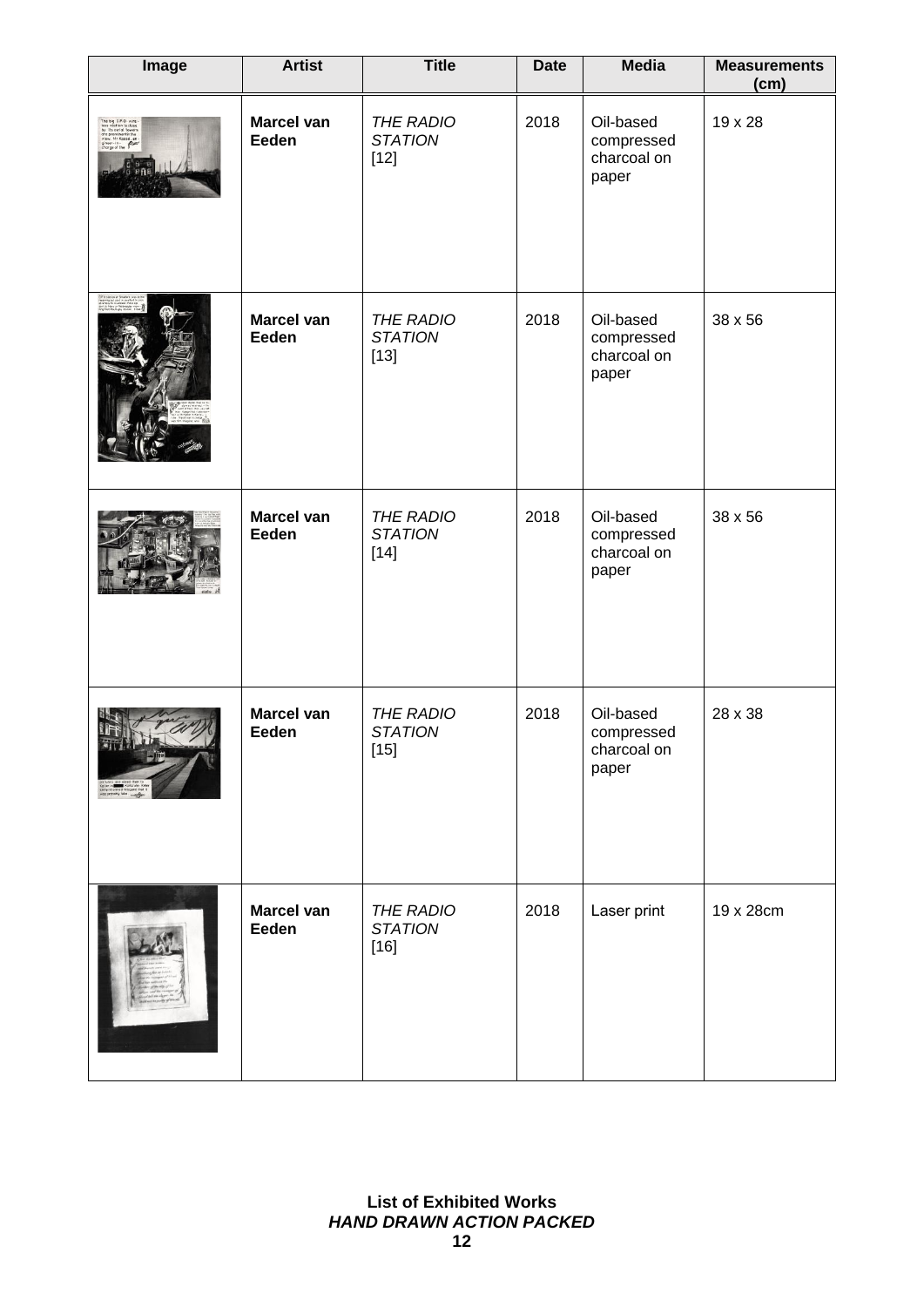| Image | Artist | Title | Date | Media | Measurements (cm) |
|---|---|---|---|---|---|
| | **Marcel van Eeden** | *THE RADIO STATION* [12] | 2018 | Oil-based compressed charcoal on paper | 19 x 28 |
| | **Marcel van Eeden** | *THE RADIO STATION* [13] | 2018 | Oil-based compressed charcoal on paper | 38 x 56 |
| | **Marcel van Eeden** | *THE RADIO STATION* [14] | 2018 | Oil-based compressed charcoal on paper | 38 x 56 |
| | **Marcel van Eeden** | *THE RADIO STATION* [15] | 2018 | Oil-based compressed charcoal on paper | 28 x 38 |
| | **Marcel van Eeden** | *THE RADIO STATION* [16] | 2018 | Laser print | 19 x 28cm |

**List of Exhibited Works**
***HAND DRAWN ACTION PACKED***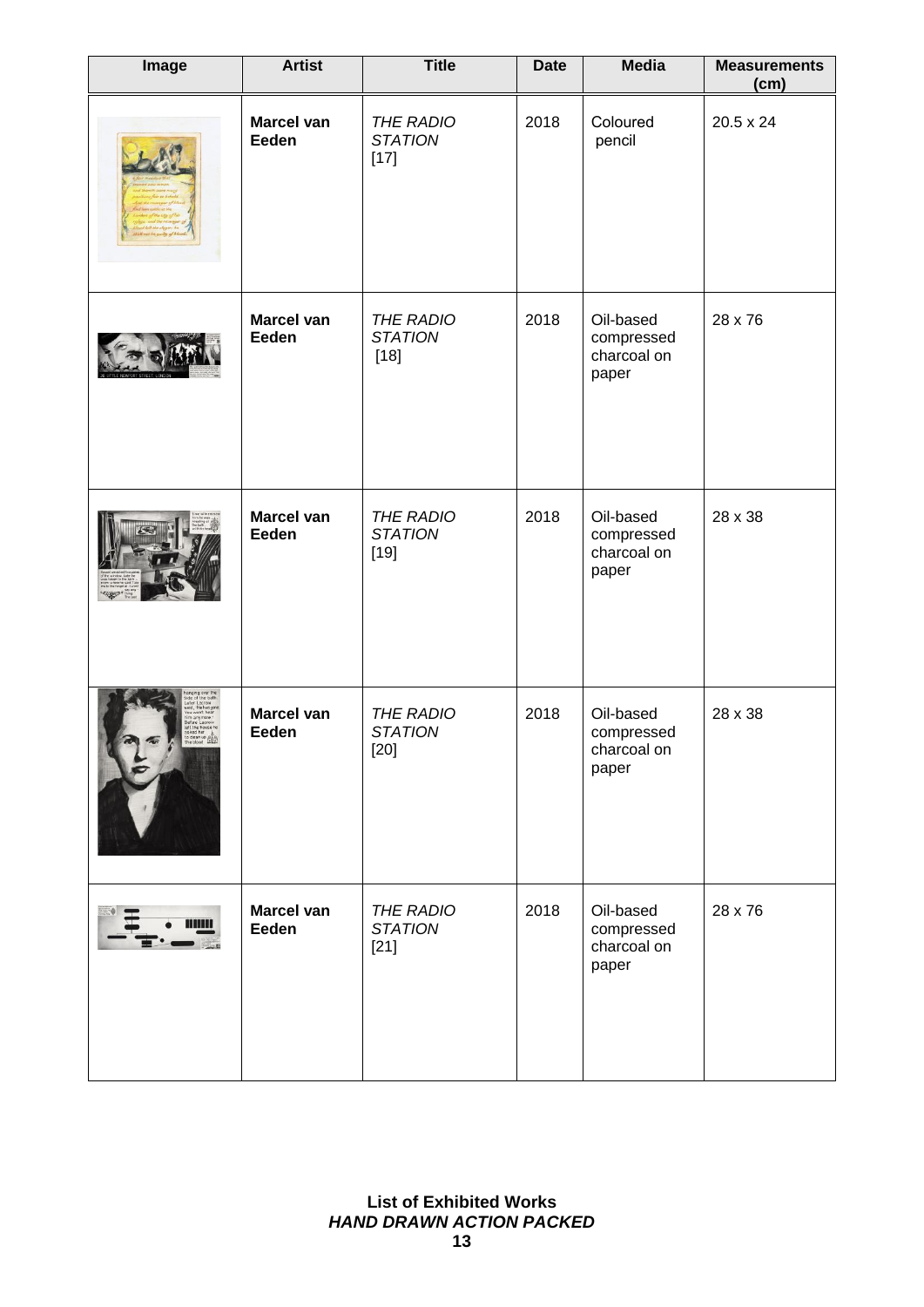| Image | Artist | Title | Date | Media | Measurements (cm) |
|---|---|---|---|---|---|
| | **Marcel van Eeden** | *THE RADIO STATION* [17] | 2018 | Coloured pencil | 20.5 x 24 |
| | **Marcel van Eeden** | *THE RADIO STATION* [18] | 2018 | Oil-based compressed charcoal on paper | 28 x 76 |
| | **Marcel van Eeden** | *THE RADIO STATION* [19] | 2018 | Oil-based compressed charcoal on paper | 28 x 38 |
| | **Marcel van Eeden** | *THE RADIO STATION* [20] | 2018 | Oil-based compressed charcoal on paper | 28 x 38 |
| | **Marcel van Eeden** | *THE RADIO STATION* [21] | 2018 | Oil-based compressed charcoal on paper | 28 x 76 |

**List of Exhibited Works**
***HAND DRAWN ACTION PACKED***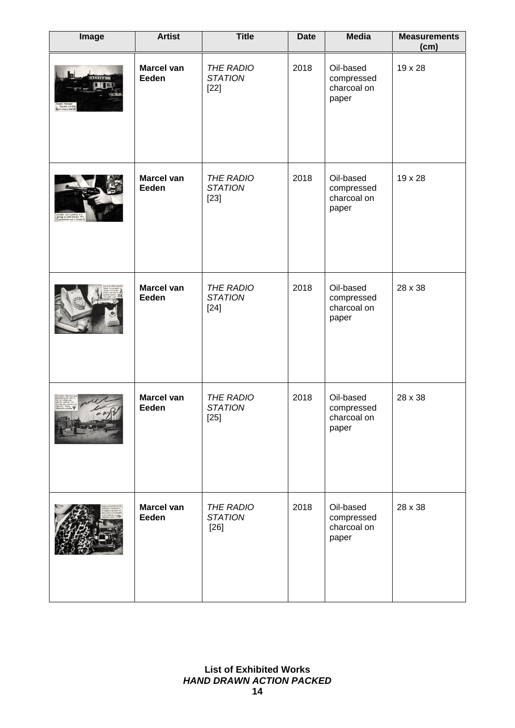| Image | Artist | Title | Date | Media | Measurements (cm) |
| --- | --- | --- | --- | --- | --- |
| | **Marcel van Eeden** | *THE RADIO STATION* [22] | 2018 | Oil-based compressed charcoal on paper | 19 x 28 |
| | **Marcel van Eeden** | *THE RADIO STATION* [23] | 2018 | Oil-based compressed charcoal on paper | 19 x 28 |
| | **Marcel van Eeden** | *THE RADIO STATION* [24] | 2018 | Oil-based compressed charcoal on paper | 28 x 38 |
| | **Marcel van Eeden** | *THE RADIO STATION* [25] | 2018 | Oil-based compressed charcoal on paper | 28 x 38 |
| | **Marcel van Eeden** | *THE RADIO STATION* [26] | 2018 | Oil-based compressed charcoal on paper | 28 x 38 |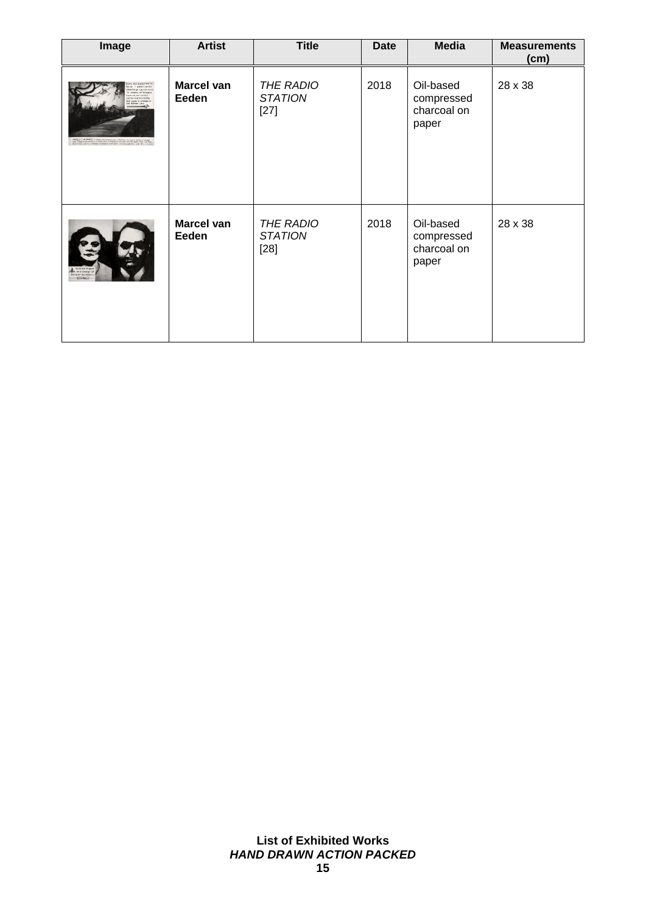| Image | Artist | Title | Date | Media | Measurements (cm) |
|---|---|---|---|---|---|
| | **Marcel van Eeden** | *THE RADIO STATION* [27] | 2018 | Oil-based compressed charcoal on paper | 28 x 38 |
| | **Marcel van Eeden** | *THE RADIO STATION* [28] | 2018 | Oil-based compressed charcoal on paper | 28 x 38 |

**List of Exhibited Works**
***HAND DRAWN ACTION PACKED***